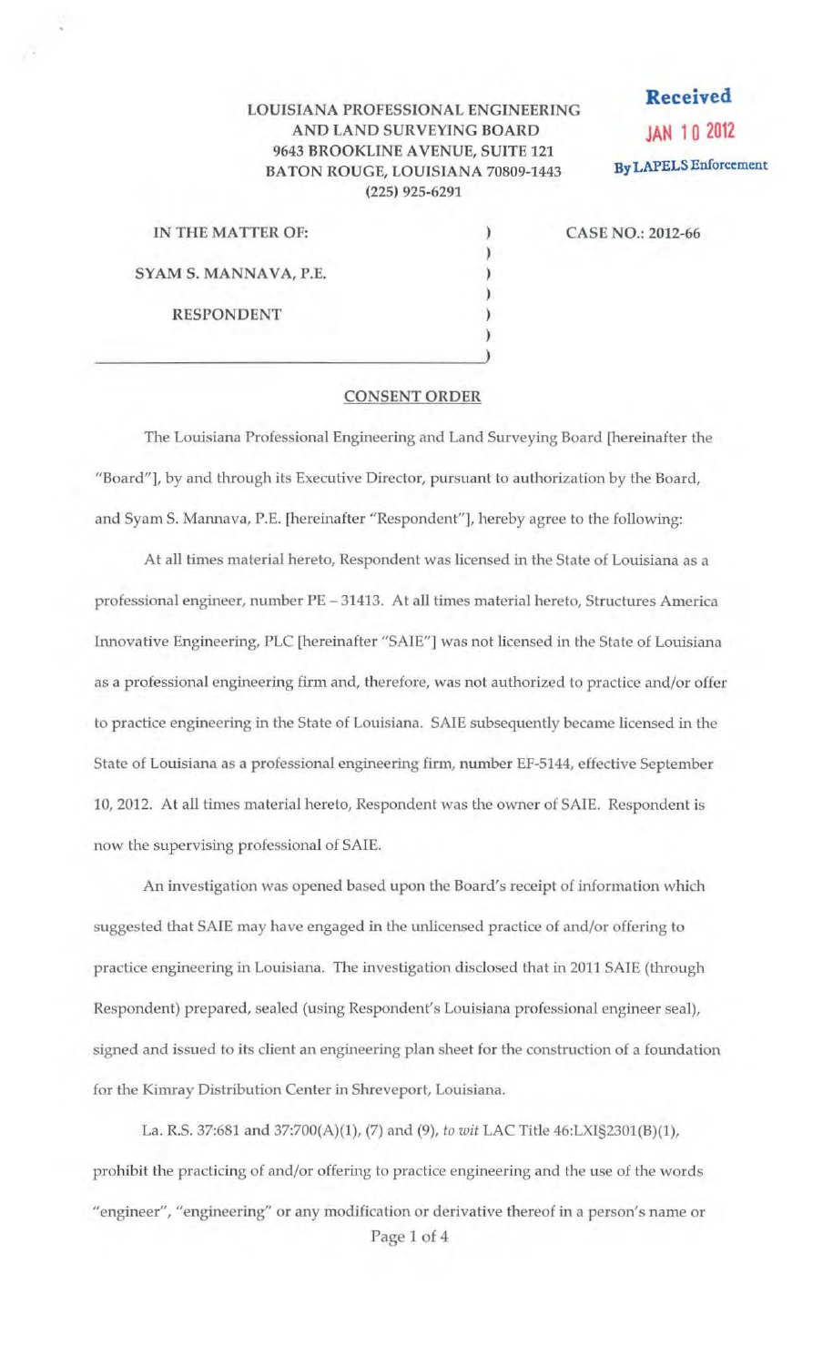LOUISIANA PROFESSIONAL ENGINEERING
AND LAND SURVEYING BOARD
9643 BROOKLINE AVENUE, SUITE 121
BATON ROUGE, LOUISIANA 70809-1443
(225) 925-6291

**Received**
**JAN 10 2012**
**By LAPELS Enforcement**

IN THE MATTER OF:

SYAM S. MANNAVA, P.E.

RESPONDENT

CASE NO.: 2012-66

## CONSENT ORDER

The Louisiana Professional Engineering and Land Surveying Board [hereinafter the "Board"], by and through its Executive Director, pursuant to authorization by the Board, and Syam S. Mannava, P.E. [hereinafter "Respondent"], hereby agree to the following:

At all times material hereto, Respondent was licensed in the State of Louisiana as a professional engineer, number PE – 31413. At all times material hereto, Structures America Innovative Engineering, PLC [hereinafter "SAIE"] was not licensed in the State of Louisiana as a professional engineering firm and, therefore, was not authorized to practice and/or offer to practice engineering in the State of Louisiana. SAIE subsequently became licensed in the State of Louisiana as a professional engineering firm, number EF-5144, effective September 10, 2012. At all times material hereto, Respondent was the owner of SAIE. Respondent is now the supervising professional of SAIE.

An investigation was opened based upon the Board's receipt of information which suggested that SAIE may have engaged in the unlicensed practice of and/or offering to practice engineering in Louisiana. The investigation disclosed that in 2011 SAIE (through Respondent) prepared, sealed (using Respondent's Louisiana professional engineer seal), signed and issued to its client an engineering plan sheet for the construction of a foundation for the Kimray Distribution Center in Shreveport, Louisiana.

La. R.S. 37:681 and 37:700(A)(1), (7) and (9), *to wit* LAC Title 46:LXI§2301(B)(1), prohibit the practicing of and/or offering to practice engineering and the use of the words "engineer", "engineering" or any modification or derivative thereof in a person's name or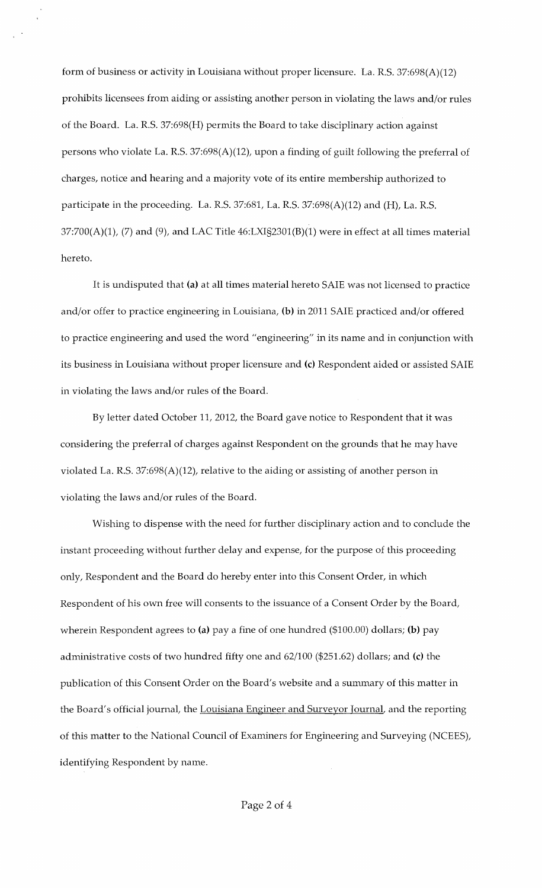form of business or activity in Louisiana without proper licensure. La. R.S. 37:698(A)(12) prohibits licensees from aiding or assisting another person in violating the laws and/or rules of the Board. La. R.S. 37:698(H) permits the Board to take disciplinary action against persons who violate La. R.S. 37:698(A)(12), upon a finding of guilt following the preferral of charges, notice and hearing and a majority vote of its entire membership authorized to participate in the proceeding. La. R.S. 37:681, La. R.S. 37:698(A)(12) and (H), La. R.S. 37:700(A)(1), (7) and (9), and LAC Title 46:LXI§2301(B)(1) were in effect at all times material hereto.

It is undisputed that **(a)** at all times material hereto SAIE was not licensed to practice and/or offer to practice engineering in Louisiana, **(b)** in 2011 SAIE practiced and/or offered to practice engineering and used the word "engineering" in its name and in conjunction with its business in Louisiana without proper licensure and **(c)** Respondent aided or assisted SAIE in violating the laws and/or rules of the Board.

By letter dated October 11, 2012, the Board gave notice to Respondent that it was considering the preferral of charges against Respondent on the grounds that he may have violated La. R.S. 37:698(A)(12), relative to the aiding or assisting of another person in violating the laws and/or rules of the Board.

Wishing to dispense with the need for further disciplinary action and to conclude the instant proceeding without further delay and expense, for the purpose of this proceeding only, Respondent and the Board do hereby enter into this Consent Order, in which Respondent of his own free will consents to the issuance of a Consent Order by the Board, wherein Respondent agrees to **(a)** pay a fine of one hundred ($100.00) dollars; **(b)** pay administrative costs of two hundred fifty one and 62/100 ($251.62) dollars; and **(c)** the publication of this Consent Order on the Board's website and a summary of this matter in the Board's official journal, the Louisiana Engineer and Surveyor Journal, and the reporting of this matter to the National Council of Examiners for Engineering and Surveying (NCEES), identifying Respondent by name.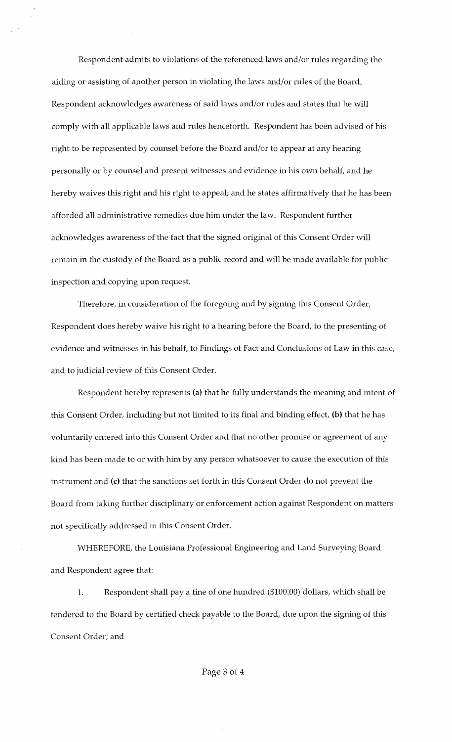Respondent admits to violations of the referenced laws and/or rules regarding the aiding or assisting of another person in violating the laws and/or rules of the Board. Respondent acknowledges awareness of said laws and/or rules and states that he will comply with all applicable laws and rules henceforth. Respondent has been advised of his right to be represented by counsel before the Board and/or to appear at any hearing personally or by counsel and present witnesses and evidence in his own behalf, and he hereby waives this right and his right to appeal; and he states affirmatively that he has been afforded all administrative remedies due him under the law. Respondent further acknowledges awareness of the fact that the signed original of this Consent Order will remain in the custody of the Board as a public record and will be made available for public inspection and copying upon request.

Therefore, in consideration of the foregoing and by signing this Consent Order, Respondent does hereby waive his right to a hearing before the Board, to the presenting of evidence and witnesses in his behalf, to Findings of Fact and Conclusions of Law in this case, and to judicial review of this Consent Order.

Respondent hereby represents **(a)** that he fully understands the meaning and intent of this Consent Order, including but not limited to its final and binding effect, **(b)** that he has voluntarily entered into this Consent Order and that no other promise or agreement of any kind has been made to or with him by any person whatsoever to cause the execution of this instrument and **(c)** that the sanctions set forth in this Consent Order do not prevent the Board from taking further disciplinary or enforcement action against Respondent on matters not specifically addressed in this Consent Order.

WHEREFORE, the Louisiana Professional Engineering and Land Surveying Board and Respondent agree that:

1. Respondent shall pay a fine of one hundred ($100.00) dollars, which shall be tendered to the Board by certified check payable to the Board, due upon the signing of this Consent Order; and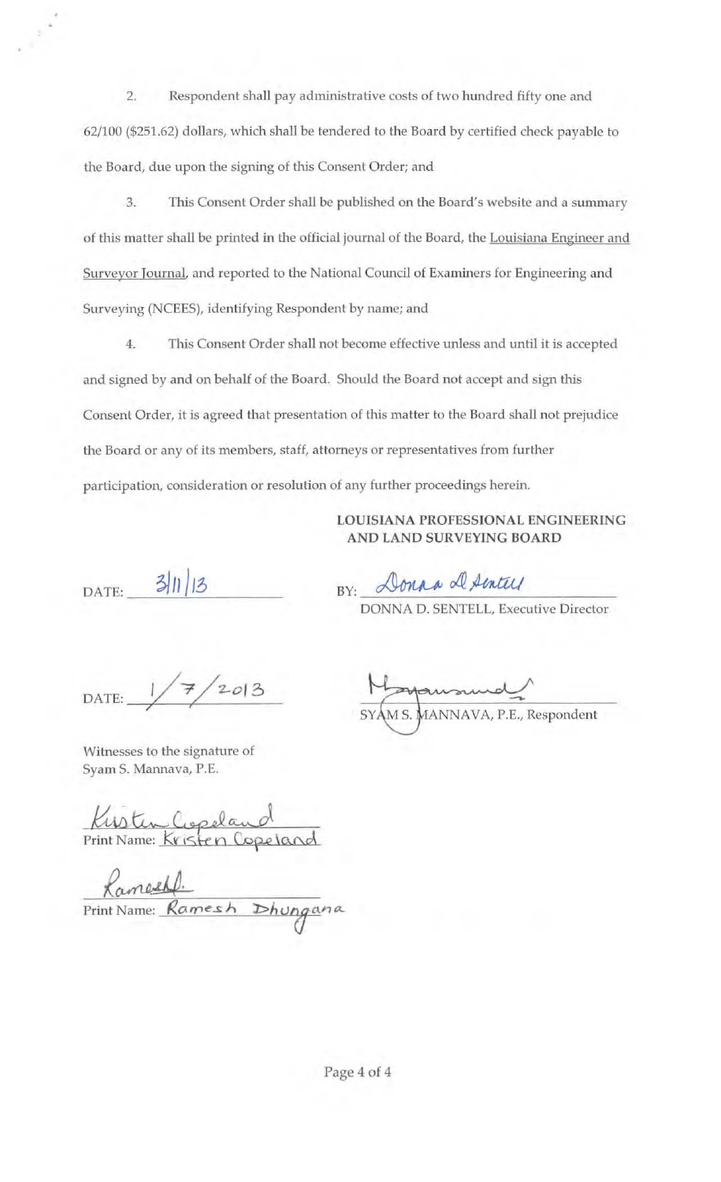2. Respondent shall pay administrative costs of two hundred fifty one and 62/100 ($251.62) dollars, which shall be tendered to the Board by certified check payable to the Board, due upon the signing of this Consent Order; and

3. This Consent Order shall be published on the Board's website and a summary of this matter shall be printed in the official journal of the Board, the Louisiana Engineer and Surveyor Journal, and reported to the National Council of Examiners for Engineering and Surveying (NCEES), identifying Respondent by name; and

4. This Consent Order shall not become effective unless and until it is accepted and signed by and on behalf of the Board. Should the Board not accept and sign this Consent Order, it is agreed that presentation of this matter to the Board shall not prejudice the Board or any of its members, staff, attorneys or representatives from further participation, consideration or resolution of any further proceedings herein.

**LOUISIANA PROFESSIONAL ENGINEERING AND LAND SURVEYING BOARD**

DATE: 3/11/13

BY: Donna D. Sentell
DONNA D. SENTELL, Executive Director

DATE: 1/7/2013

SYAM S. MANNAVA, P.E., Respondent

Witnesses to the signature of Syam S. Mannava, P.E.

Kristen Copeland
Print Name: Kristen Copeland

Ramesh D.
Print Name: Ramesh Dhungana